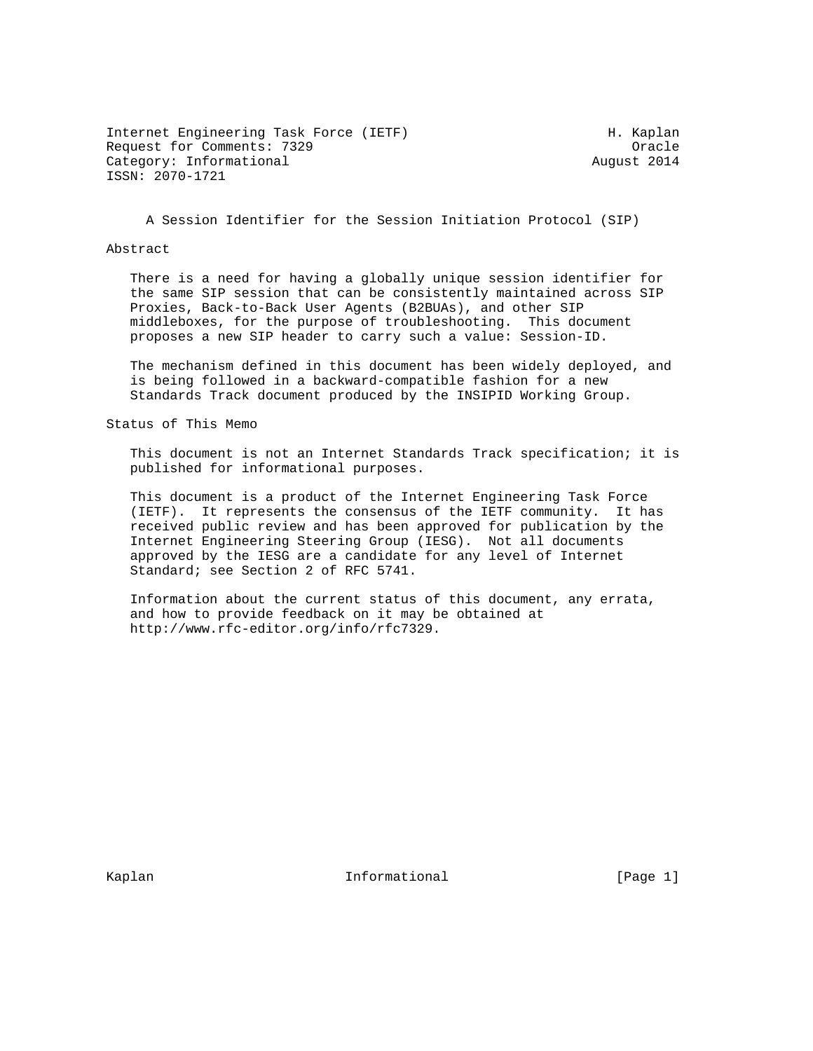Internet Engineering Task Force (IETF) H. Kaplan
Request for Comments: 7329 Oracle
Category: Informational August 2014
ISSN: 2070-1721

# A Session Identifier for the Session Initiation Protocol (SIP)

## Abstract

There is a need for having a globally unique session identifier for the same SIP session that can be consistently maintained across SIP Proxies, Back-to-Back User Agents (B2BUAs), and other SIP middleboxes, for the purpose of troubleshooting. This document proposes a new SIP header to carry such a value: Session-ID.

The mechanism defined in this document has been widely deployed, and is being followed in a backward-compatible fashion for a new Standards Track document produced by the INSIPID Working Group.

## Status of This Memo

This document is not an Internet Standards Track specification; it is published for informational purposes.

This document is a product of the Internet Engineering Task Force (IETF). It represents the consensus of the IETF community. It has received public review and has been approved for publication by the Internet Engineering Steering Group (IESG). Not all documents approved by the IESG are a candidate for any level of Internet Standard; see Section 2 of RFC 5741.

Information about the current status of this document, any errata, and how to provide feedback on it may be obtained at http://www.rfc-editor.org/info/rfc7329.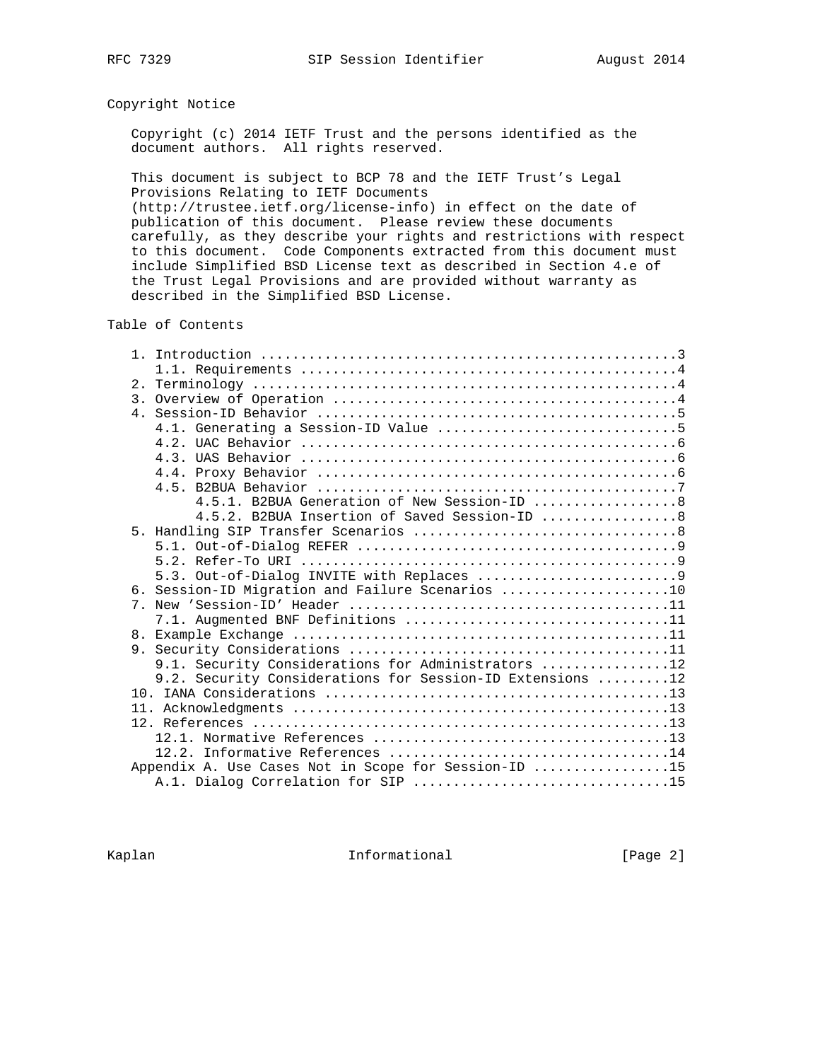## Copyright Notice

Copyright (c) 2014 IETF Trust and the persons identified as the document authors. All rights reserved.

This document is subject to BCP 78 and the IETF Trust's Legal Provisions Relating to IETF Documents (http://trustee.ietf.org/license-info) in effect on the date of publication of this document. Please review these documents carefully, as they describe your rights and restrictions with respect to this document. Code Components extracted from this document must include Simplified BSD License text as described in Section 4.e of the Trust Legal Provisions and are provided without warranty as described in the Simplified BSD License.

## Table of Contents

```
   1. Introduction ....................................................3
      1.1. Requirements ...............................................4
   2. Terminology .....................................................4
   3. Overview of Operation ...........................................4
   4. Session-ID Behavior .............................................5
      4.1. Generating a Session-ID Value ..............................5
      4.2. UAC Behavior ...............................................6
      4.3. UAS Behavior ...............................................6
      4.4. Proxy Behavior .............................................6
      4.5. B2BUA Behavior .............................................7
           4.5.1. B2BUA Generation of New Session-ID ..................8
           4.5.2. B2BUA Insertion of Saved Session-ID .................8
   5. Handling SIP Transfer Scenarios .................................8
      5.1. Out-of-Dialog REFER ........................................9
      5.2. Refer-To URI ...............................................9
      5.3. Out-of-Dialog INVITE with Replaces .........................9
   6. Session-ID Migration and Failure Scenarios .....................10
   7. New 'Session-ID' Header ........................................11
      7.1. Augmented BNF Definitions .................................11
   8. Example Exchange ...............................................11
   9. Security Considerations ........................................11
      9.1. Security Considerations for Administrators ................12
      9.2. Security Considerations for Session-ID Extensions .........12
   10. IANA Considerations ...........................................13
   11. Acknowledgments ...............................................13
   12. References ....................................................13
      12.1. Normative References .....................................13
      12.2. Informative References ...................................14
   Appendix A. Use Cases Not in Scope for Session-ID .................15
      A.1. Dialog Correlation for SIP ................................15
```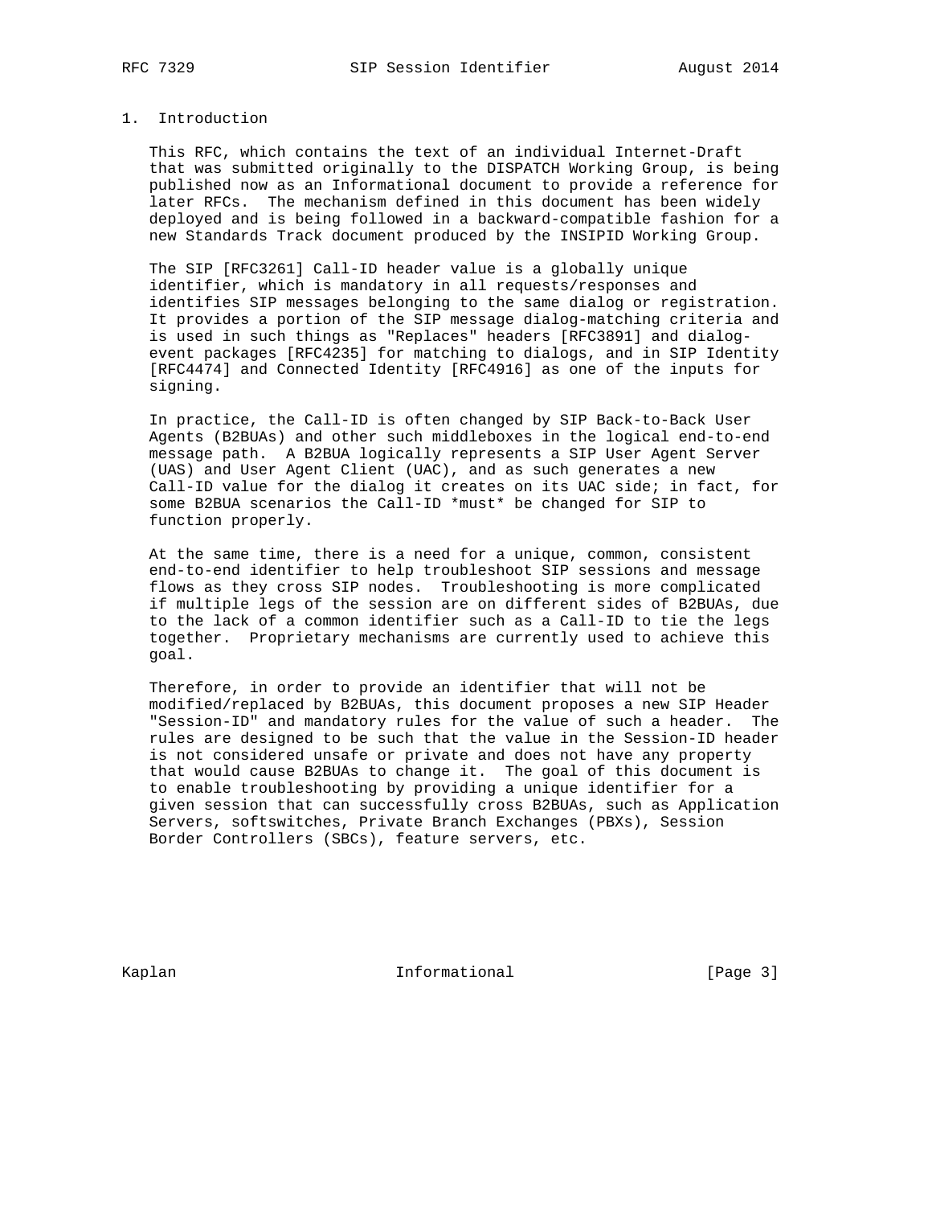# 1. Introduction

This RFC, which contains the text of an individual Internet-Draft that was submitted originally to the DISPATCH Working Group, is being published now as an Informational document to provide a reference for later RFCs. The mechanism defined in this document has been widely deployed and is being followed in a backward-compatible fashion for a new Standards Track document produced by the INSIPID Working Group.

The SIP [RFC3261] Call-ID header value is a globally unique identifier, which is mandatory in all requests/responses and identifies SIP messages belonging to the same dialog or registration. It provides a portion of the SIP message dialog-matching criteria and is used in such things as "Replaces" headers [RFC3891] and dialog-event packages [RFC4235] for matching to dialogs, and in SIP Identity [RFC4474] and Connected Identity [RFC4916] as one of the inputs for signing.

In practice, the Call-ID is often changed by SIP Back-to-Back User Agents (B2BUAs) and other such middleboxes in the logical end-to-end message path. A B2BUA logically represents a SIP User Agent Server (UAS) and User Agent Client (UAC), and as such generates a new Call-ID value for the dialog it creates on its UAC side; in fact, for some B2BUA scenarios the Call-ID *must* be changed for SIP to function properly.

At the same time, there is a need for a unique, common, consistent end-to-end identifier to help troubleshoot SIP sessions and message flows as they cross SIP nodes. Troubleshooting is more complicated if multiple legs of the session are on different sides of B2BUAs, due to the lack of a common identifier such as a Call-ID to tie the legs together. Proprietary mechanisms are currently used to achieve this goal.

Therefore, in order to provide an identifier that will not be modified/replaced by B2BUAs, this document proposes a new SIP Header "Session-ID" and mandatory rules for the value of such a header. The rules are designed to be such that the value in the Session-ID header is not considered unsafe or private and does not have any property that would cause B2BUAs to change it. The goal of this document is to enable troubleshooting by providing a unique identifier for a given session that can successfully cross B2BUAs, such as Application Servers, softswitches, Private Branch Exchanges (PBXs), Session Border Controllers (SBCs), feature servers, etc.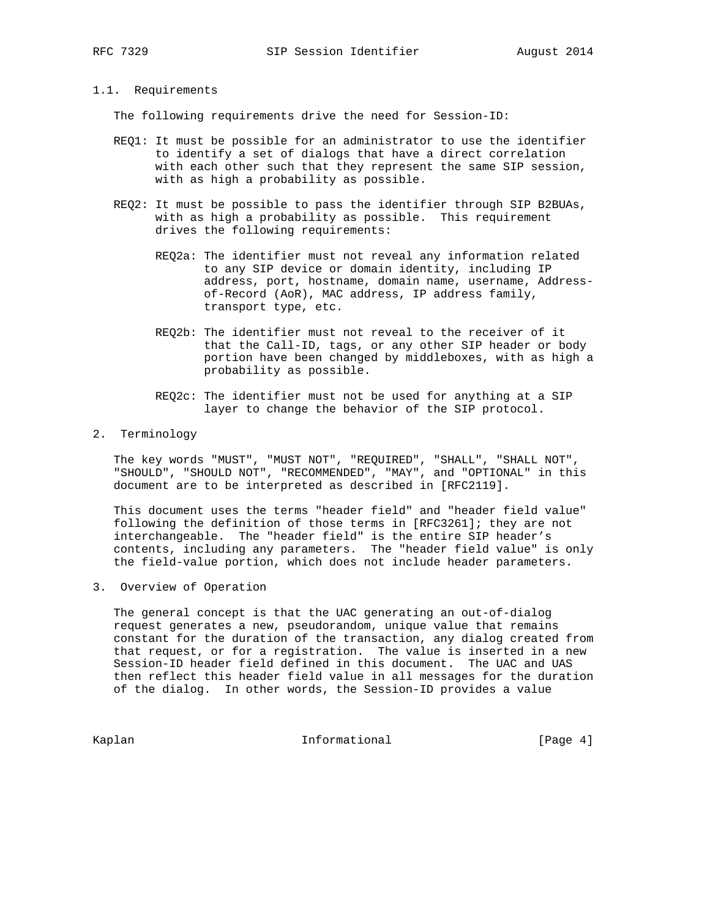### 1.1. Requirements

The following requirements drive the need for Session-ID:

REQ1: It must be possible for an administrator to use the identifier to identify a set of dialogs that have a direct correlation with each other such that they represent the same SIP session, with as high a probability as possible.

REQ2: It must be possible to pass the identifier through SIP B2BUAs, with as high a probability as possible. This requirement drives the following requirements:

> REQ2a: The identifier must not reveal any information related to any SIP device or domain identity, including IP address, port, hostname, domain name, username, Address-of-Record (AoR), MAC address, IP address family, transport type, etc.
>
> REQ2b: The identifier must not reveal to the receiver of it that the Call-ID, tags, or any other SIP header or body portion have been changed by middleboxes, with as high a probability as possible.
>
> REQ2c: The identifier must not be used for anything at a SIP layer to change the behavior of the SIP protocol.

## 2. Terminology

The key words "MUST", "MUST NOT", "REQUIRED", "SHALL", "SHALL NOT", "SHOULD", "SHOULD NOT", "RECOMMENDED", "MAY", and "OPTIONAL" in this document are to be interpreted as described in [RFC2119].

This document uses the terms "header field" and "header field value" following the definition of those terms in [RFC3261]; they are not interchangeable. The "header field" is the entire SIP header's contents, including any parameters. The "header field value" is only the field-value portion, which does not include header parameters.

## 3. Overview of Operation

The general concept is that the UAC generating an out-of-dialog request generates a new, pseudorandom, unique value that remains constant for the duration of the transaction, any dialog created from that request, or for a registration. The value is inserted in a new Session-ID header field defined in this document. The UAC and UAS then reflect this header field value in all messages for the duration of the dialog. In other words, the Session-ID provides a value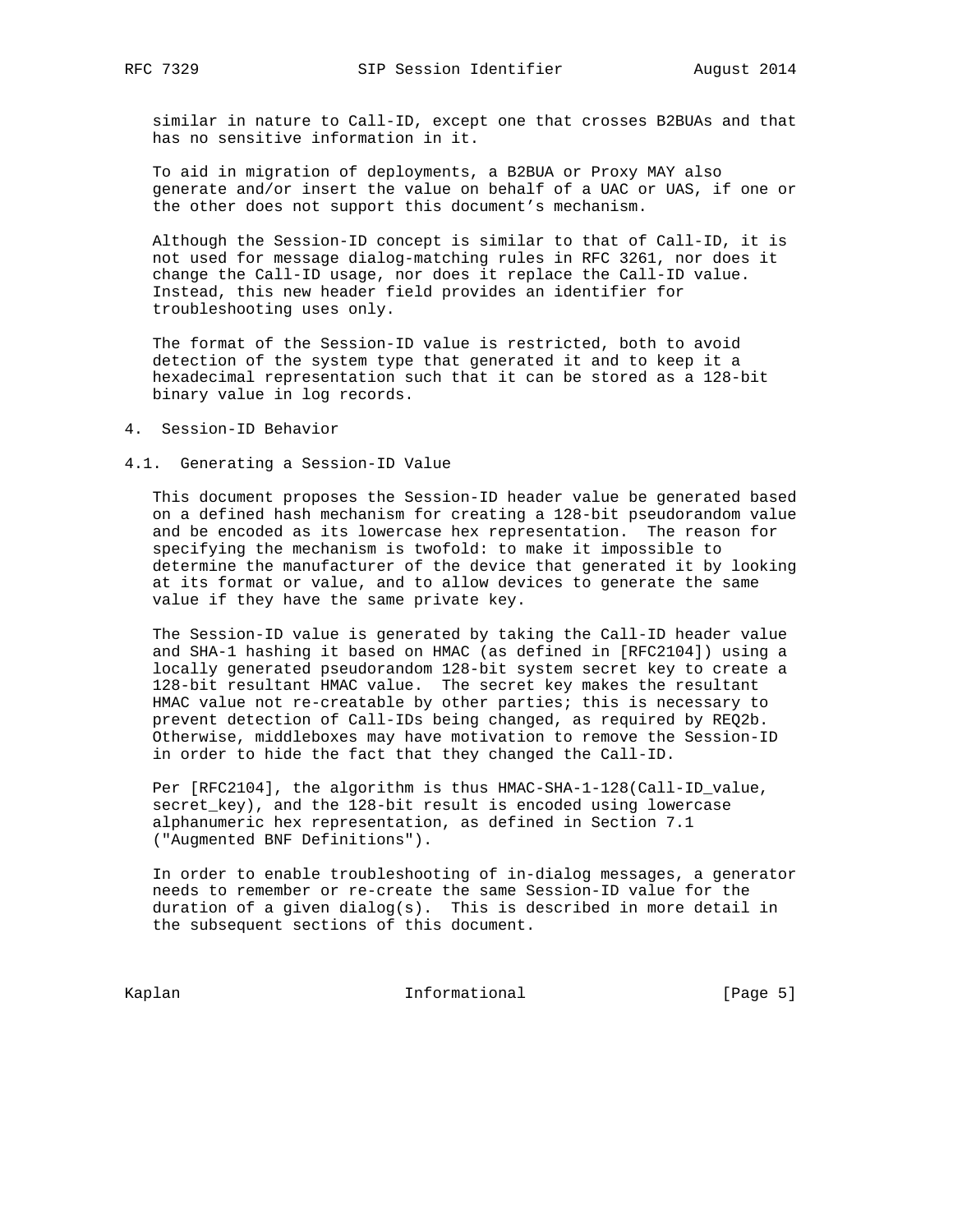similar in nature to Call-ID, except one that crosses B2BUAs and that has no sensitive information in it.

To aid in migration of deployments, a B2BUA or Proxy MAY also generate and/or insert the value on behalf of a UAC or UAS, if one or the other does not support this document's mechanism.

Although the Session-ID concept is similar to that of Call-ID, it is not used for message dialog-matching rules in RFC 3261, nor does it change the Call-ID usage, nor does it replace the Call-ID value. Instead, this new header field provides an identifier for troubleshooting uses only.

The format of the Session-ID value is restricted, both to avoid detection of the system type that generated it and to keep it a hexadecimal representation such that it can be stored as a 128-bit binary value in log records.

## 4. Session-ID Behavior

### 4.1. Generating a Session-ID Value

This document proposes the Session-ID header value be generated based on a defined hash mechanism for creating a 128-bit pseudorandom value and be encoded as its lowercase hex representation. The reason for specifying the mechanism is twofold: to make it impossible to determine the manufacturer of the device that generated it by looking at its format or value, and to allow devices to generate the same value if they have the same private key.

The Session-ID value is generated by taking the Call-ID header value and SHA-1 hashing it based on HMAC (as defined in [RFC2104]) using a locally generated pseudorandom 128-bit system secret key to create a 128-bit resultant HMAC value. The secret key makes the resultant HMAC value not re-creatable by other parties; this is necessary to prevent detection of Call-IDs being changed, as required by REQ2b. Otherwise, middleboxes may have motivation to remove the Session-ID in order to hide the fact that they changed the Call-ID.

Per [RFC2104], the algorithm is thus HMAC-SHA-1-128(Call-ID_value, secret_key), and the 128-bit result is encoded using lowercase alphanumeric hex representation, as defined in Section 7.1 ("Augmented BNF Definitions").

In order to enable troubleshooting of in-dialog messages, a generator needs to remember or re-create the same Session-ID value for the duration of a given dialog(s). This is described in more detail in the subsequent sections of this document.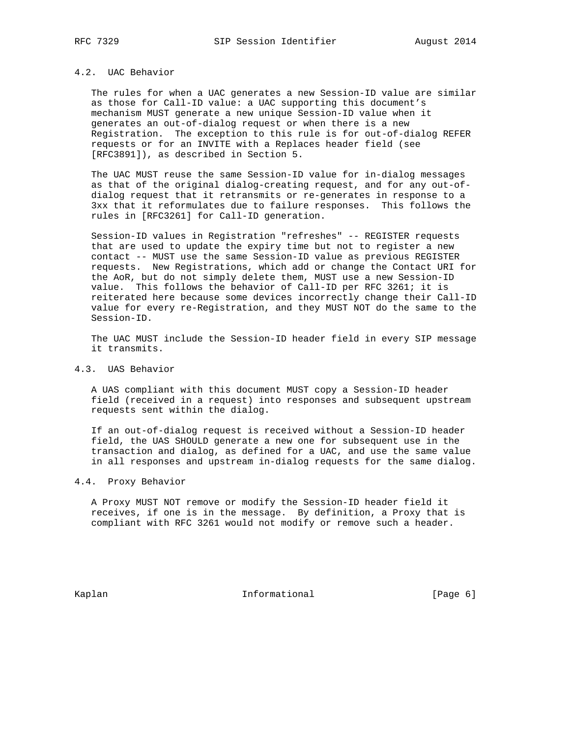### 4.2. UAC Behavior

The rules for when a UAC generates a new Session-ID value are similar as those for Call-ID value: a UAC supporting this document's mechanism MUST generate a new unique Session-ID value when it generates an out-of-dialog request or when there is a new Registration. The exception to this rule is for out-of-dialog REFER requests or for an INVITE with a Replaces header field (see [RFC3891]), as described in Section 5.

The UAC MUST reuse the same Session-ID value for in-dialog messages as that of the original dialog-creating request, and for any out-of-dialog request that it retransmits or re-generates in response to a 3xx that it reformulates due to failure responses. This follows the rules in [RFC3261] for Call-ID generation.

Session-ID values in Registration "refreshes" -- REGISTER requests that are used to update the expiry time but not to register a new contact -- MUST use the same Session-ID value as previous REGISTER requests. New Registrations, which add or change the Contact URI for the AoR, but do not simply delete them, MUST use a new Session-ID value. This follows the behavior of Call-ID per RFC 3261; it is reiterated here because some devices incorrectly change their Call-ID value for every re-Registration, and they MUST NOT do the same to the Session-ID.

The UAC MUST include the Session-ID header field in every SIP message it transmits.

### 4.3. UAS Behavior

A UAS compliant with this document MUST copy a Session-ID header field (received in a request) into responses and subsequent upstream requests sent within the dialog.

If an out-of-dialog request is received without a Session-ID header field, the UAS SHOULD generate a new one for subsequent use in the transaction and dialog, as defined for a UAC, and use the same value in all responses and upstream in-dialog requests for the same dialog.

### 4.4. Proxy Behavior

A Proxy MUST NOT remove or modify the Session-ID header field it receives, if one is in the message. By definition, a Proxy that is compliant with RFC 3261 would not modify or remove such a header.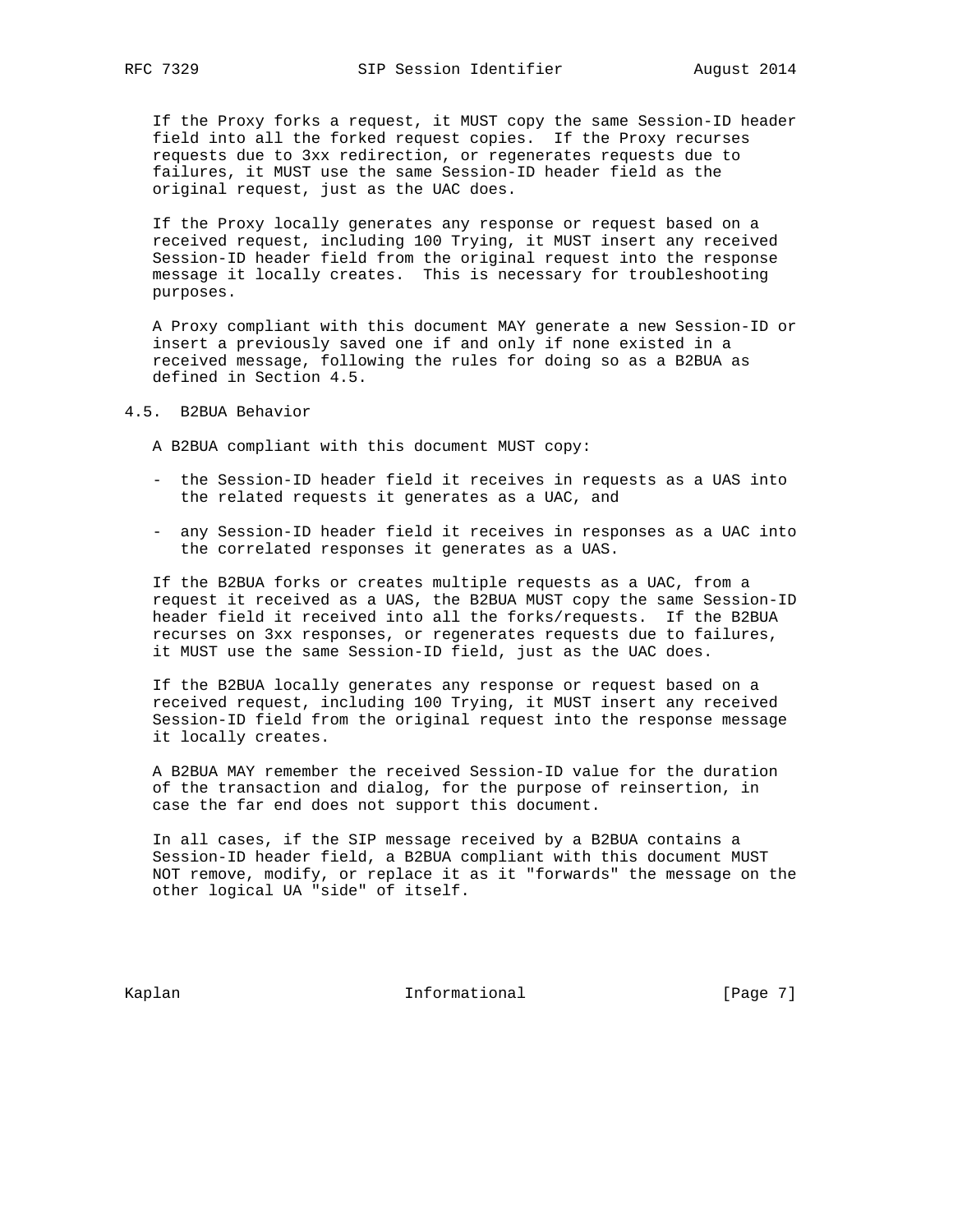If the Proxy forks a request, it MUST copy the same Session-ID header field into all the forked request copies. If the Proxy recurses requests due to 3xx redirection, or regenerates requests due to failures, it MUST use the same Session-ID header field as the original request, just as the UAC does.

If the Proxy locally generates any response or request based on a received request, including 100 Trying, it MUST insert any received Session-ID header field from the original request into the response message it locally creates. This is necessary for troubleshooting purposes.

A Proxy compliant with this document MAY generate a new Session-ID or insert a previously saved one if and only if none existed in a received message, following the rules for doing so as a B2BUA as defined in Section 4.5.

### 4.5. B2BUA Behavior

A B2BUA compliant with this document MUST copy:

- the Session-ID header field it receives in requests as a UAS into the related requests it generates as a UAC, and

- any Session-ID header field it receives in responses as a UAC into the correlated responses it generates as a UAS.

If the B2BUA forks or creates multiple requests as a UAC, from a request it received as a UAS, the B2BUA MUST copy the same Session-ID header field it received into all the forks/requests. If the B2BUA recurses on 3xx responses, or regenerates requests due to failures, it MUST use the same Session-ID field, just as the UAC does.

If the B2BUA locally generates any response or request based on a received request, including 100 Trying, it MUST insert any received Session-ID field from the original request into the response message it locally creates.

A B2BUA MAY remember the received Session-ID value for the duration of the transaction and dialog, for the purpose of reinsertion, in case the far end does not support this document.

In all cases, if the SIP message received by a B2BUA contains a Session-ID header field, a B2BUA compliant with this document MUST NOT remove, modify, or replace it as it "forwards" the message on the other logical UA "side" of itself.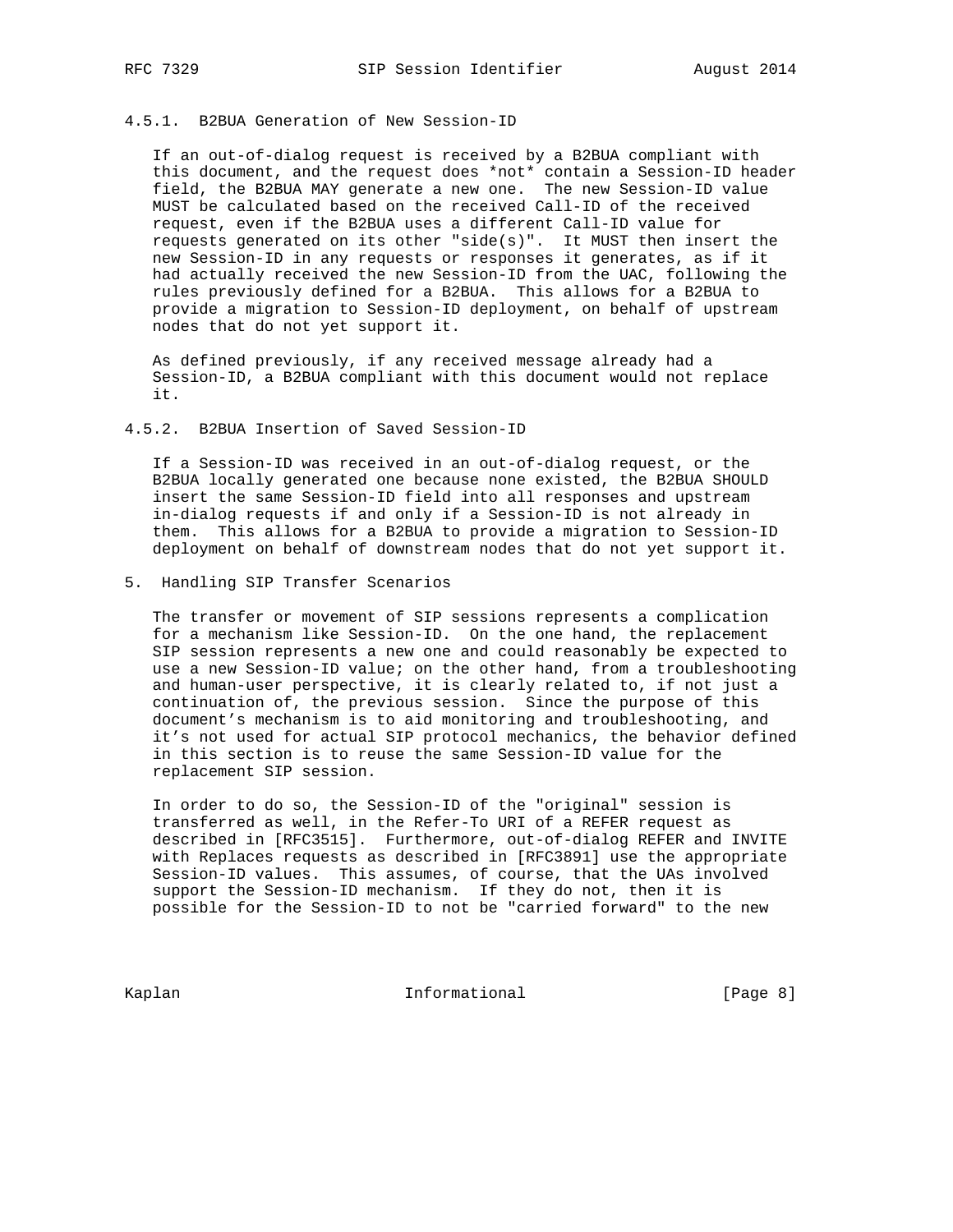### 4.5.1. B2BUA Generation of New Session-ID

If an out-of-dialog request is received by a B2BUA compliant with this document, and the request does *not* contain a Session-ID header field, the B2BUA MAY generate a new one. The new Session-ID value MUST be calculated based on the received Call-ID of the received request, even if the B2BUA uses a different Call-ID value for requests generated on its other "side(s)". It MUST then insert the new Session-ID in any requests or responses it generates, as if it had actually received the new Session-ID from the UAC, following the rules previously defined for a B2BUA. This allows for a B2BUA to provide a migration to Session-ID deployment, on behalf of upstream nodes that do not yet support it.

As defined previously, if any received message already had a Session-ID, a B2BUA compliant with this document would not replace it.

### 4.5.2. B2BUA Insertion of Saved Session-ID

If a Session-ID was received in an out-of-dialog request, or the B2BUA locally generated one because none existed, the B2BUA SHOULD insert the same Session-ID field into all responses and upstream in-dialog requests if and only if a Session-ID is not already in them. This allows for a B2BUA to provide a migration to Session-ID deployment on behalf of downstream nodes that do not yet support it.

## 5. Handling SIP Transfer Scenarios

The transfer or movement of SIP sessions represents a complication for a mechanism like Session-ID. On the one hand, the replacement SIP session represents a new one and could reasonably be expected to use a new Session-ID value; on the other hand, from a troubleshooting and human-user perspective, it is clearly related to, if not just a continuation of, the previous session. Since the purpose of this document's mechanism is to aid monitoring and troubleshooting, and it's not used for actual SIP protocol mechanics, the behavior defined in this section is to reuse the same Session-ID value for the replacement SIP session.

In order to do so, the Session-ID of the "original" session is transferred as well, in the Refer-To URI of a REFER request as described in [RFC3515]. Furthermore, out-of-dialog REFER and INVITE with Replaces requests as described in [RFC3891] use the appropriate Session-ID values. This assumes, of course, that the UAs involved support the Session-ID mechanism. If they do not, then it is possible for the Session-ID to not be "carried forward" to the new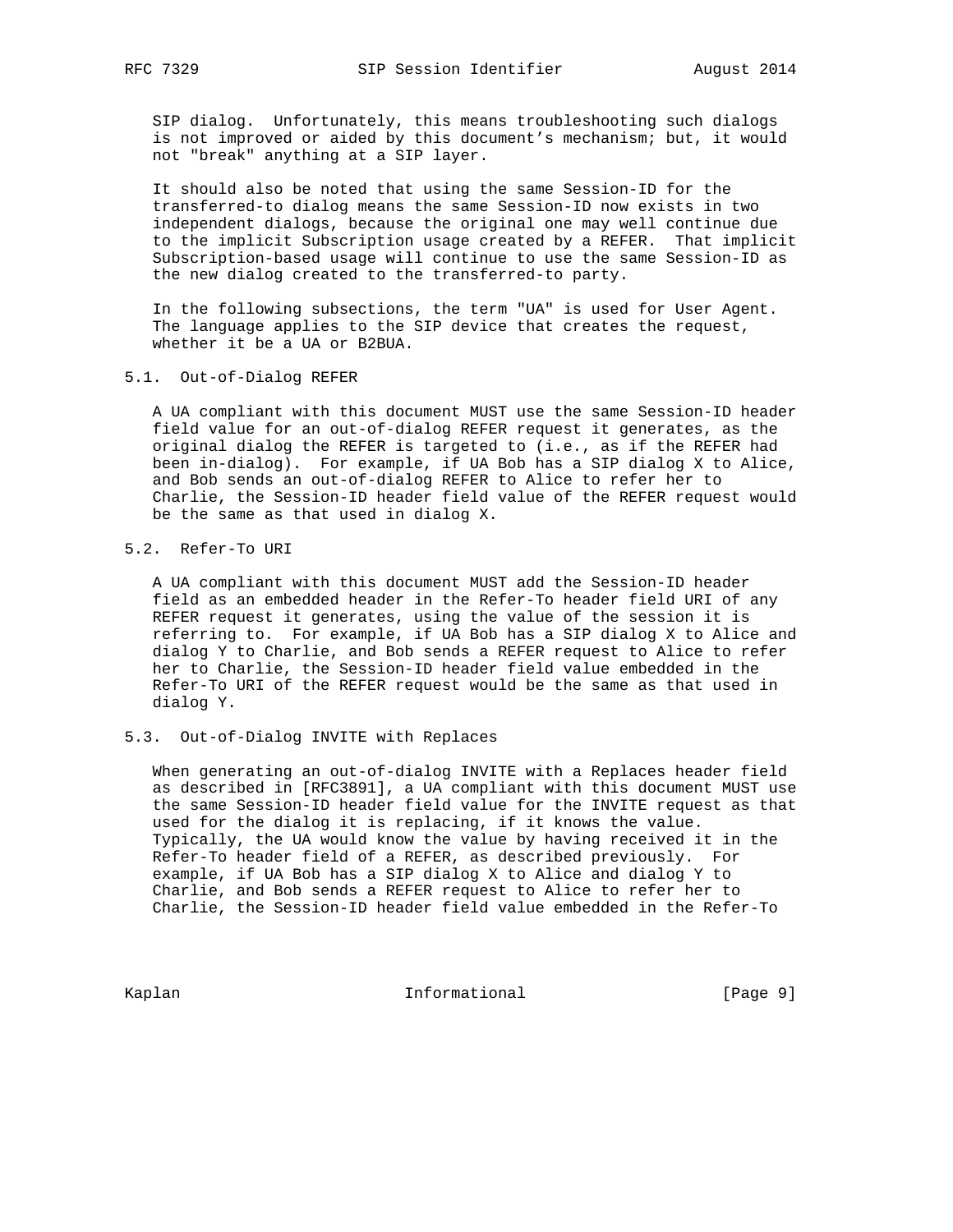SIP dialog. Unfortunately, this means troubleshooting such dialogs is not improved or aided by this document’s mechanism; but, it would not "break" anything at a SIP layer.

It should also be noted that using the same Session-ID for the transferred-to dialog means the same Session-ID now exists in two independent dialogs, because the original one may well continue due to the implicit Subscription usage created by a REFER. That implicit Subscription-based usage will continue to use the same Session-ID as the new dialog created to the transferred-to party.

In the following subsections, the term "UA" is used for User Agent. The language applies to the SIP device that creates the request, whether it be a UA or B2BUA.

## 5.1. Out-of-Dialog REFER

A UA compliant with this document MUST use the same Session-ID header field value for an out-of-dialog REFER request it generates, as the original dialog the REFER is targeted to (i.e., as if the REFER had been in-dialog). For example, if UA Bob has a SIP dialog X to Alice, and Bob sends an out-of-dialog REFER to Alice to refer her to Charlie, the Session-ID header field value of the REFER request would be the same as that used in dialog X.

## 5.2. Refer-To URI

A UA compliant with this document MUST add the Session-ID header field as an embedded header in the Refer-To header field URI of any REFER request it generates, using the value of the session it is referring to. For example, if UA Bob has a SIP dialog X to Alice and dialog Y to Charlie, and Bob sends a REFER request to Alice to refer her to Charlie, the Session-ID header field value embedded in the Refer-To URI of the REFER request would be the same as that used in dialog Y.

## 5.3. Out-of-Dialog INVITE with Replaces

When generating an out-of-dialog INVITE with a Replaces header field as described in [RFC3891], a UA compliant with this document MUST use the same Session-ID header field value for the INVITE request as that used for the dialog it is replacing, if it knows the value. Typically, the UA would know the value by having received it in the Refer-To header field of a REFER, as described previously. For example, if UA Bob has a SIP dialog X to Alice and dialog Y to Charlie, and Bob sends a REFER request to Alice to refer her to Charlie, the Session-ID header field value embedded in the Refer-To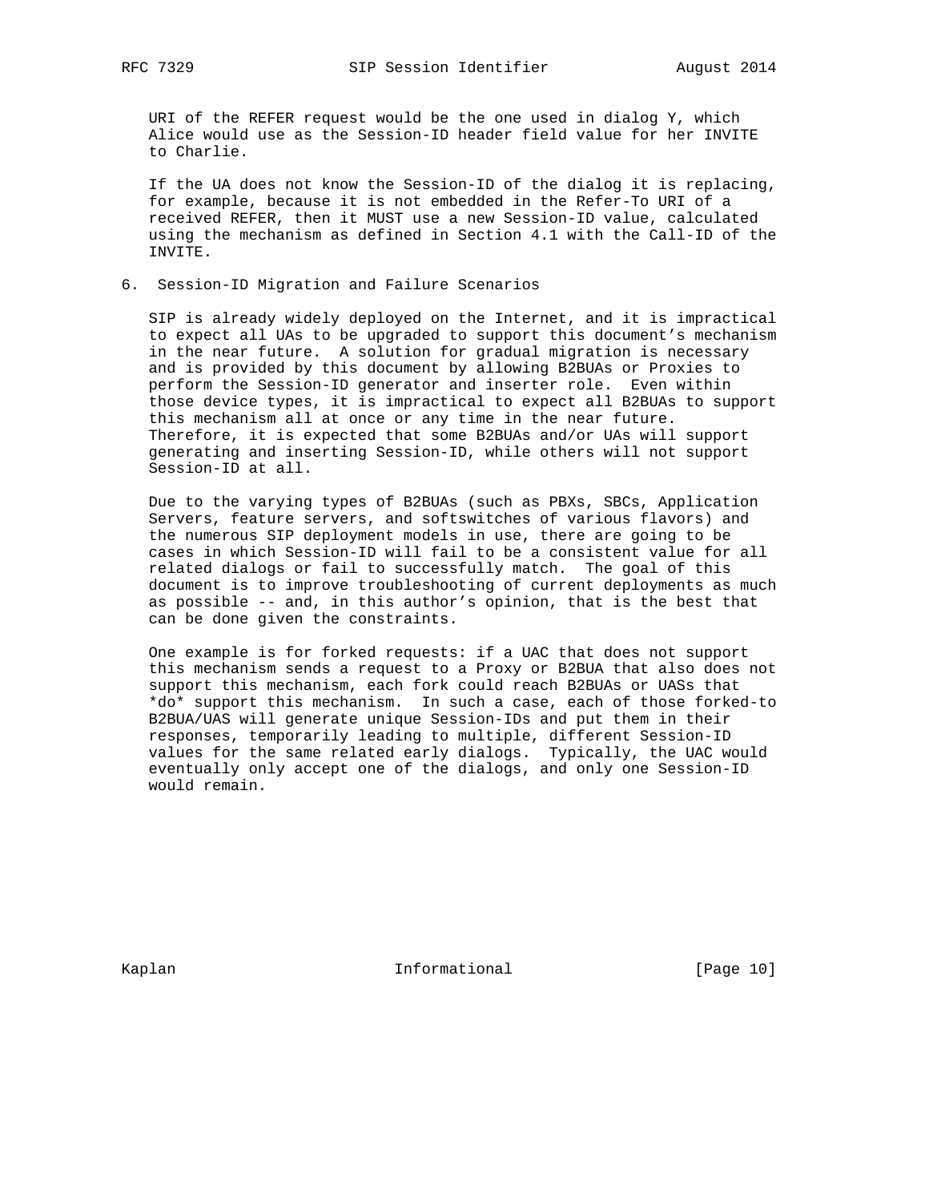URI of the REFER request would be the one used in dialog Y, which Alice would use as the Session-ID header field value for her INVITE to Charlie.

If the UA does not know the Session-ID of the dialog it is replacing, for example, because it is not embedded in the Refer-To URI of a received REFER, then it MUST use a new Session-ID value, calculated using the mechanism as defined in Section 4.1 with the Call-ID of the INVITE.

## 6. Session-ID Migration and Failure Scenarios

SIP is already widely deployed on the Internet, and it is impractical to expect all UAs to be upgraded to support this document's mechanism in the near future. A solution for gradual migration is necessary and is provided by this document by allowing B2BUAs or Proxies to perform the Session-ID generator and inserter role. Even within those device types, it is impractical to expect all B2BUAs to support this mechanism all at once or any time in the near future. Therefore, it is expected that some B2BUAs and/or UAs will support generating and inserting Session-ID, while others will not support Session-ID at all.

Due to the varying types of B2BUAs (such as PBXs, SBCs, Application Servers, feature servers, and softswitches of various flavors) and the numerous SIP deployment models in use, there are going to be cases in which Session-ID will fail to be a consistent value for all related dialogs or fail to successfully match. The goal of this document is to improve troubleshooting of current deployments as much as possible -- and, in this author's opinion, that is the best that can be done given the constraints.

One example is for forked requests: if a UAC that does not support this mechanism sends a request to a Proxy or B2BUA that also does not support this mechanism, each fork could reach B2BUAs or UASs that *do* support this mechanism. In such a case, each of those forked-to B2BUA/UAS will generate unique Session-IDs and put them in their responses, temporarily leading to multiple, different Session-ID values for the same related early dialogs. Typically, the UAC would eventually only accept one of the dialogs, and only one Session-ID would remain.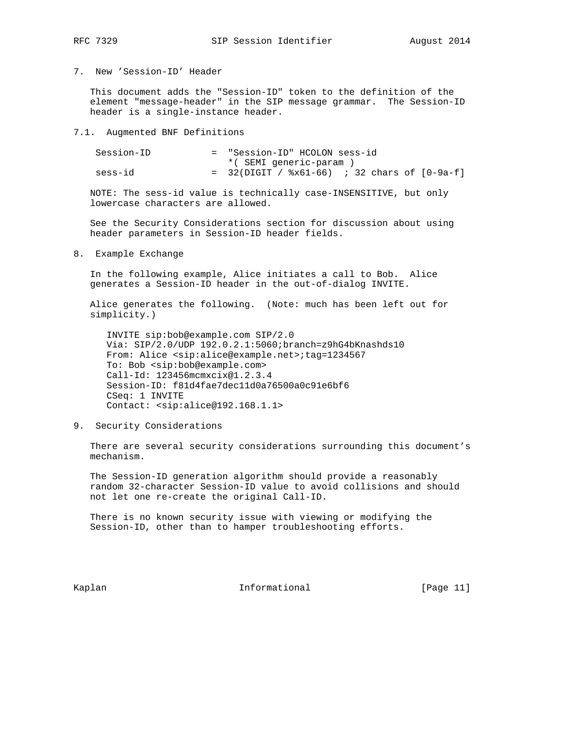## 7. New 'Session-ID' Header

This document adds the "Session-ID" token to the definition of the element "message-header" in the SIP message grammar. The Session-ID header is a single-instance header.

### 7.1. Augmented BNF Definitions

```
Session-ID          =  "Session-ID" HCOLON sess-id
                       *( SEMI generic-param )
sess-id             =  32(DIGIT / %x61-66)  ; 32 chars of [0-9a-f]
```

NOTE: The sess-id value is technically case-INSENSITIVE, but only lowercase characters are allowed.

See the Security Considerations section for discussion about using header parameters in Session-ID header fields.

## 8. Example Exchange

In the following example, Alice initiates a call to Bob. Alice generates a Session-ID header in the out-of-dialog INVITE.

Alice generates the following. (Note: much has been left out for simplicity.)

```
INVITE sip:bob@example.com SIP/2.0
Via: SIP/2.0/UDP 192.0.2.1:5060;branch=z9hG4bKnashds10
From: Alice <sip:alice@example.net>;tag=1234567
To: Bob <sip:bob@example.com>
Call-Id: 123456mcmxcix@1.2.3.4
Session-ID: f81d4fae7dec11d0a76500a0c91e6bf6
CSeq: 1 INVITE
Contact: <sip:alice@192.168.1.1>
```

## 9. Security Considerations

There are several security considerations surrounding this document's mechanism.

The Session-ID generation algorithm should provide a reasonably random 32-character Session-ID value to avoid collisions and should not let one re-create the original Call-ID.

There is no known security issue with viewing or modifying the Session-ID, other than to hamper troubleshooting efforts.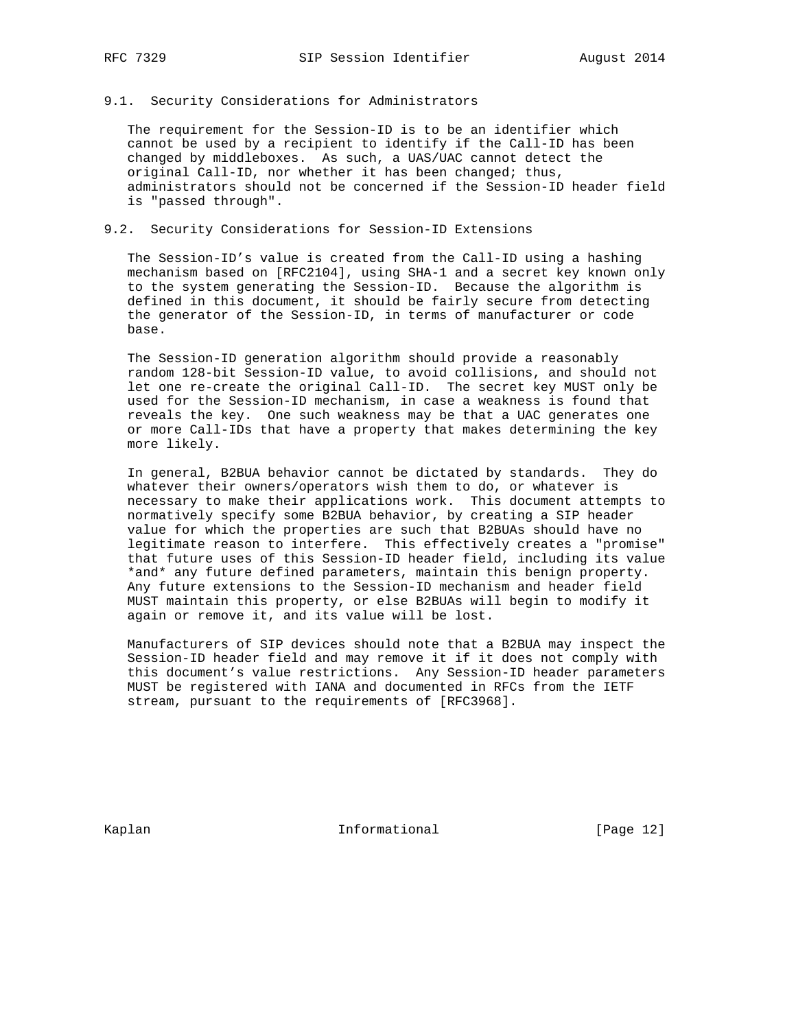### 9.1. Security Considerations for Administrators

The requirement for the Session-ID is to be an identifier which cannot be used by a recipient to identify if the Call-ID has been changed by middleboxes. As such, a UAS/UAC cannot detect the original Call-ID, nor whether it has been changed; thus, administrators should not be concerned if the Session-ID header field is "passed through".

### 9.2. Security Considerations for Session-ID Extensions

The Session-ID's value is created from the Call-ID using a hashing mechanism based on [RFC2104], using SHA-1 and a secret key known only to the system generating the Session-ID. Because the algorithm is defined in this document, it should be fairly secure from detecting the generator of the Session-ID, in terms of manufacturer or code base.

The Session-ID generation algorithm should provide a reasonably random 128-bit Session-ID value, to avoid collisions, and should not let one re-create the original Call-ID. The secret key MUST only be used for the Session-ID mechanism, in case a weakness is found that reveals the key. One such weakness may be that a UAC generates one or more Call-IDs that have a property that makes determining the key more likely.

In general, B2BUA behavior cannot be dictated by standards. They do whatever their owners/operators wish them to do, or whatever is necessary to make their applications work. This document attempts to normatively specify some B2BUA behavior, by creating a SIP header value for which the properties are such that B2BUAs should have no legitimate reason to interfere. This effectively creates a "promise" that future uses of this Session-ID header field, including its value *and* any future defined parameters, maintain this benign property. Any future extensions to the Session-ID mechanism and header field MUST maintain this property, or else B2BUAs will begin to modify it again or remove it, and its value will be lost.

Manufacturers of SIP devices should note that a B2BUA may inspect the Session-ID header field and may remove it if it does not comply with this document's value restrictions. Any Session-ID header parameters MUST be registered with IANA and documented in RFCs from the IETF stream, pursuant to the requirements of [RFC3968].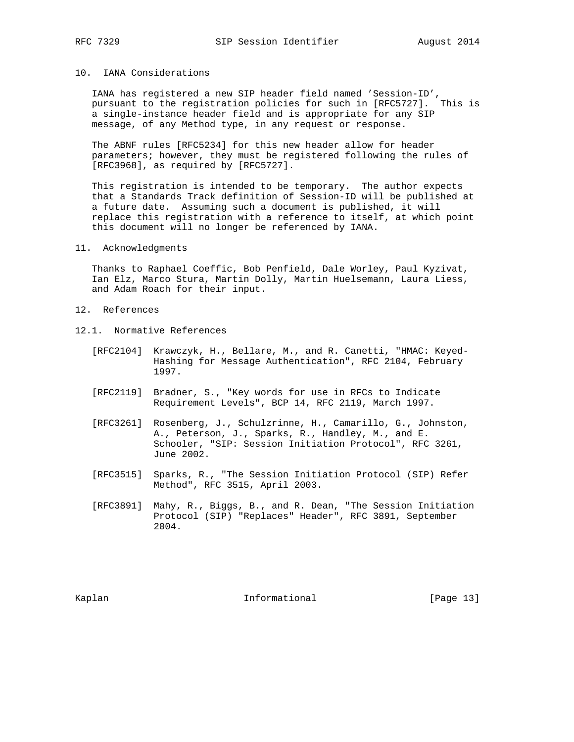## 10. IANA Considerations

IANA has registered a new SIP header field named 'Session-ID', pursuant to the registration policies for such in [RFC5727]. This is a single-instance header field and is appropriate for any SIP message, of any Method type, in any request or response.

The ABNF rules [RFC5234] for this new header allow for header parameters; however, they must be registered following the rules of [RFC3968], as required by [RFC5727].

This registration is intended to be temporary. The author expects that a Standards Track definition of Session-ID will be published at a future date. Assuming such a document is published, it will replace this registration with a reference to itself, at which point this document will no longer be referenced by IANA.

## 11. Acknowledgments

Thanks to Raphael Coeffic, Bob Penfield, Dale Worley, Paul Kyzivat, Ian Elz, Marco Stura, Martin Dolly, Martin Huelsemann, Laura Liess, and Adam Roach for their input.

## 12. References

### 12.1. Normative References

[RFC2104] Krawczyk, H., Bellare, M., and R. Canetti, "HMAC: Keyed-Hashing for Message Authentication", RFC 2104, February 1997.

[RFC2119] Bradner, S., "Key words for use in RFCs to Indicate Requirement Levels", BCP 14, RFC 2119, March 1997.

[RFC3261] Rosenberg, J., Schulzrinne, H., Camarillo, G., Johnston, A., Peterson, J., Sparks, R., Handley, M., and E. Schooler, "SIP: Session Initiation Protocol", RFC 3261, June 2002.

[RFC3515] Sparks, R., "The Session Initiation Protocol (SIP) Refer Method", RFC 3515, April 2003.

[RFC3891] Mahy, R., Biggs, B., and R. Dean, "The Session Initiation Protocol (SIP) "Replaces" Header", RFC 3891, September 2004.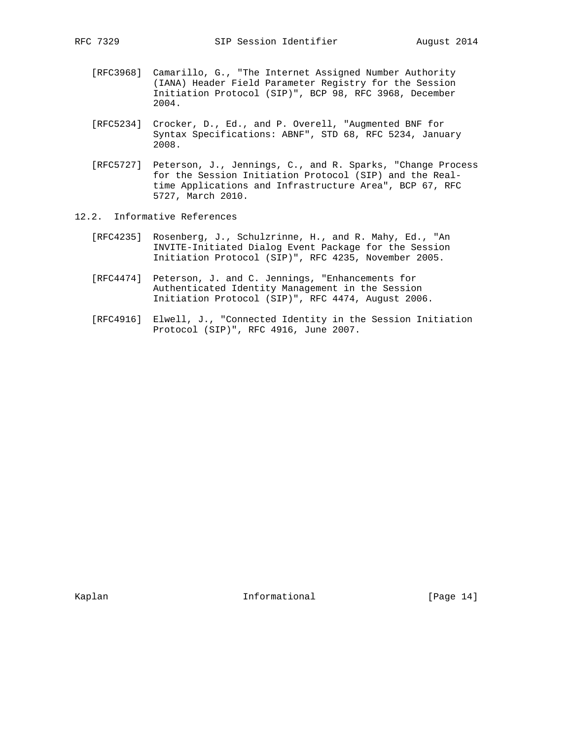[RFC3968] Camarillo, G., "The Internet Assigned Number Authority (IANA) Header Field Parameter Registry for the Session Initiation Protocol (SIP)", BCP 98, RFC 3968, December 2004.

[RFC5234] Crocker, D., Ed., and P. Overell, "Augmented BNF for Syntax Specifications: ABNF", STD 68, RFC 5234, January 2008.

[RFC5727] Peterson, J., Jennings, C., and R. Sparks, "Change Process for the Session Initiation Protocol (SIP) and the Real-time Applications and Infrastructure Area", BCP 67, RFC 5727, March 2010.

### 12.2. Informative References

[RFC4235] Rosenberg, J., Schulzrinne, H., and R. Mahy, Ed., "An INVITE-Initiated Dialog Event Package for the Session Initiation Protocol (SIP)", RFC 4235, November 2005.

[RFC4474] Peterson, J. and C. Jennings, "Enhancements for Authenticated Identity Management in the Session Initiation Protocol (SIP)", RFC 4474, August 2006.

[RFC4916] Elwell, J., "Connected Identity in the Session Initiation Protocol (SIP)", RFC 4916, June 2007.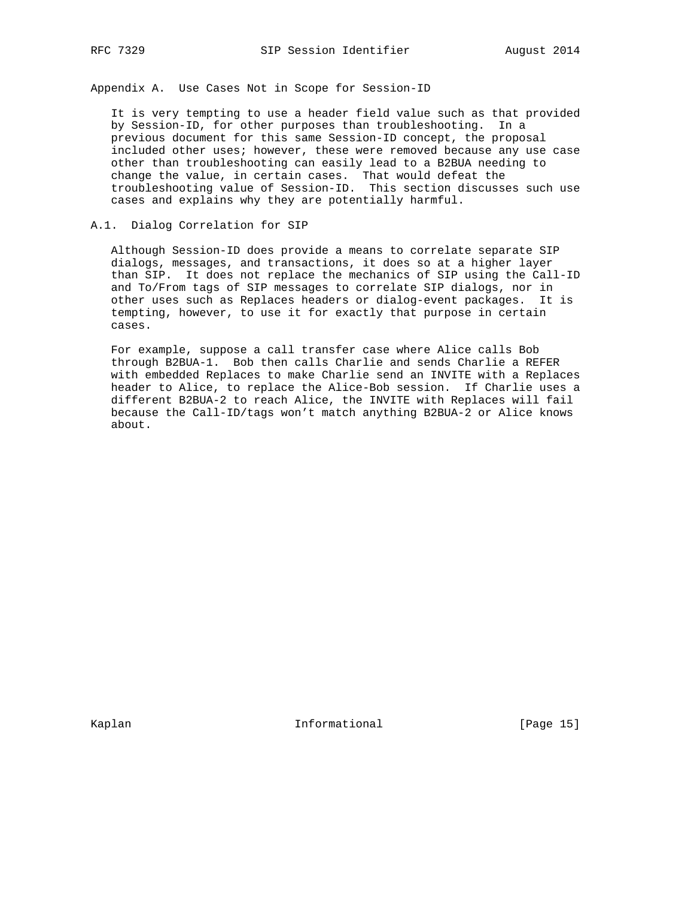## Appendix A. Use Cases Not in Scope for Session-ID

It is very tempting to use a header field value such as that provided by Session-ID, for other purposes than troubleshooting. In a previous document for this same Session-ID concept, the proposal included other uses; however, these were removed because any use case other than troubleshooting can easily lead to a B2BUA needing to change the value, in certain cases. That would defeat the troubleshooting value of Session-ID. This section discusses such use cases and explains why they are potentially harmful.

### A.1. Dialog Correlation for SIP

Although Session-ID does provide a means to correlate separate SIP dialogs, messages, and transactions, it does so at a higher layer than SIP. It does not replace the mechanics of SIP using the Call-ID and To/From tags of SIP messages to correlate SIP dialogs, nor in other uses such as Replaces headers or dialog-event packages. It is tempting, however, to use it for exactly that purpose in certain cases.

For example, suppose a call transfer case where Alice calls Bob through B2BUA-1. Bob then calls Charlie and sends Charlie a REFER with embedded Replaces to make Charlie send an INVITE with a Replaces header to Alice, to replace the Alice-Bob session. If Charlie uses a different B2BUA-2 to reach Alice, the INVITE with Replaces will fail because the Call-ID/tags won't match anything B2BUA-2 or Alice knows about.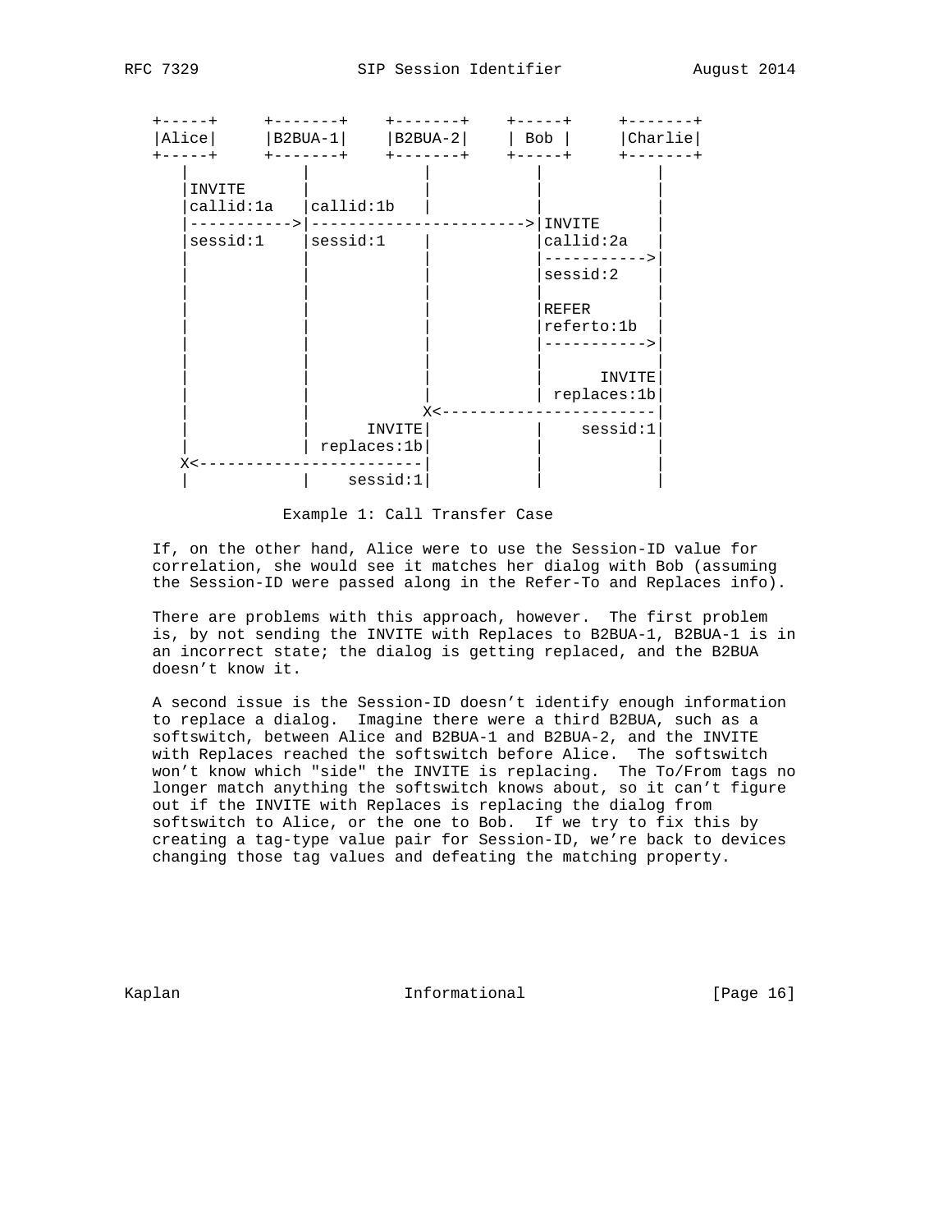```
   +-----+     +-------+    +-------+    +-----+     +-------+
   |Alice|     |B2BUA-1|    |B2BUA-2|    | Bob |     |Charlie|
   +-----+     +-------+    +-------+    +-----+     +-------+
      |            |            |           |            |
      |INVITE      |            |           |            |
      |callid:1a   |callid:1b   |           |            |
      |----------->|----------------------->|INVITE      |
      |sessid:1    |sessid:1    |           |callid:2a   |
      |            |            |           |----------->|
      |            |            |           |sessid:2    |
      |            |            |           |            |
      |            |            |           |REFER       |
      |            |            |           |referto:1b  |
      |            |            |           |----------->|
      |            |            |           |            |
      |            |            |           |      INVITE|
      |            |            |           | replaces:1b|
      |            |            X<-----------------------|
      |            |      INVITE|           |    sessid:1|
      |            | replaces:1b|           |            |
      X<------------------------|           |            |
      |            |    sessid:1|           |            |
```

Example 1: Call Transfer Case

If, on the other hand, Alice were to use the Session-ID value for correlation, she would see it matches her dialog with Bob (assuming the Session-ID were passed along in the Refer-To and Replaces info).

There are problems with this approach, however. The first problem is, by not sending the INVITE with Replaces to B2BUA-1, B2BUA-1 is in an incorrect state; the dialog is getting replaced, and the B2BUA doesn't know it.

A second issue is the Session-ID doesn't identify enough information to replace a dialog. Imagine there were a third B2BUA, such as a softswitch, between Alice and B2BUA-1 and B2BUA-2, and the INVITE with Replaces reached the softswitch before Alice. The softswitch won't know which "side" the INVITE is replacing. The To/From tags no longer match anything the softswitch knows about, so it can't figure out if the INVITE with Replaces is replacing the dialog from softswitch to Alice, or the one to Bob. If we try to fix this by creating a tag-type value pair for Session-ID, we're back to devices changing those tag values and defeating the matching property.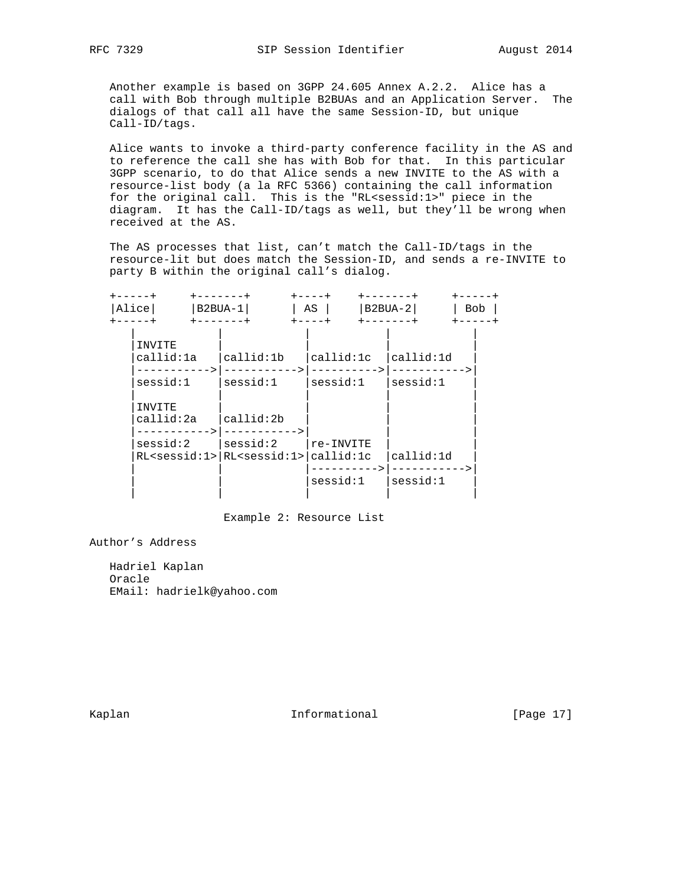Another example is based on 3GPP 24.605 Annex A.2.2. Alice has a call with Bob through multiple B2BUAs and an Application Server. The dialogs of that call all have the same Session-ID, but unique Call-ID/tags.

Alice wants to invoke a third-party conference facility in the AS and to reference the call she has with Bob for that. In this particular 3GPP scenario, to do that Alice sends a new INVITE to the AS with a resource-list body (a la RFC 5366) containing the call information for the original call. This is the "RL<sessid:1>" piece in the diagram. It has the Call-ID/tags as well, but they'll be wrong when received at the AS.

The AS processes that list, can't match the Call-ID/tags in the resource-lit but does match the Session-ID, and sends a re-INVITE to party B within the original call's dialog.

```
+-----+     +-------+      +----+    +-------+     +-----+
|Alice|     |B2BUA-1|      | AS |    |B2BUA-2|     | Bob |
+-----+     +-------+      +----+    +-------+     +-----+
   |            |            |           |            |
   |INVITE      |            |           |            |
   |callid:1a   |callid:1b   |callid:1c  |callid:1d   |
   |----------->|----------->|---------->|----------->|
   |sessid:1    |sessid:1    |sessid:1   |sessid:1    |
   |            |            |           |            |
   |INVITE      |            |           |            |
   |callid:2a   |callid:2b   |           |            |
   |----------->|----------->|           |            |
   |sessid:2    |sessid:2    |re-INVITE  |            |
   |RL<sessid:1>|RL<sessid:1>|callid:1c  |callid:1d   |
   |            |            |---------->|----------->|
   |            |            |sessid:1   |sessid:1    |
   |            |            |           |            |
```

Example 2: Resource List

Author's Address

Hadriel Kaplan
Oracle
EMail: hadrielk@yahoo.com